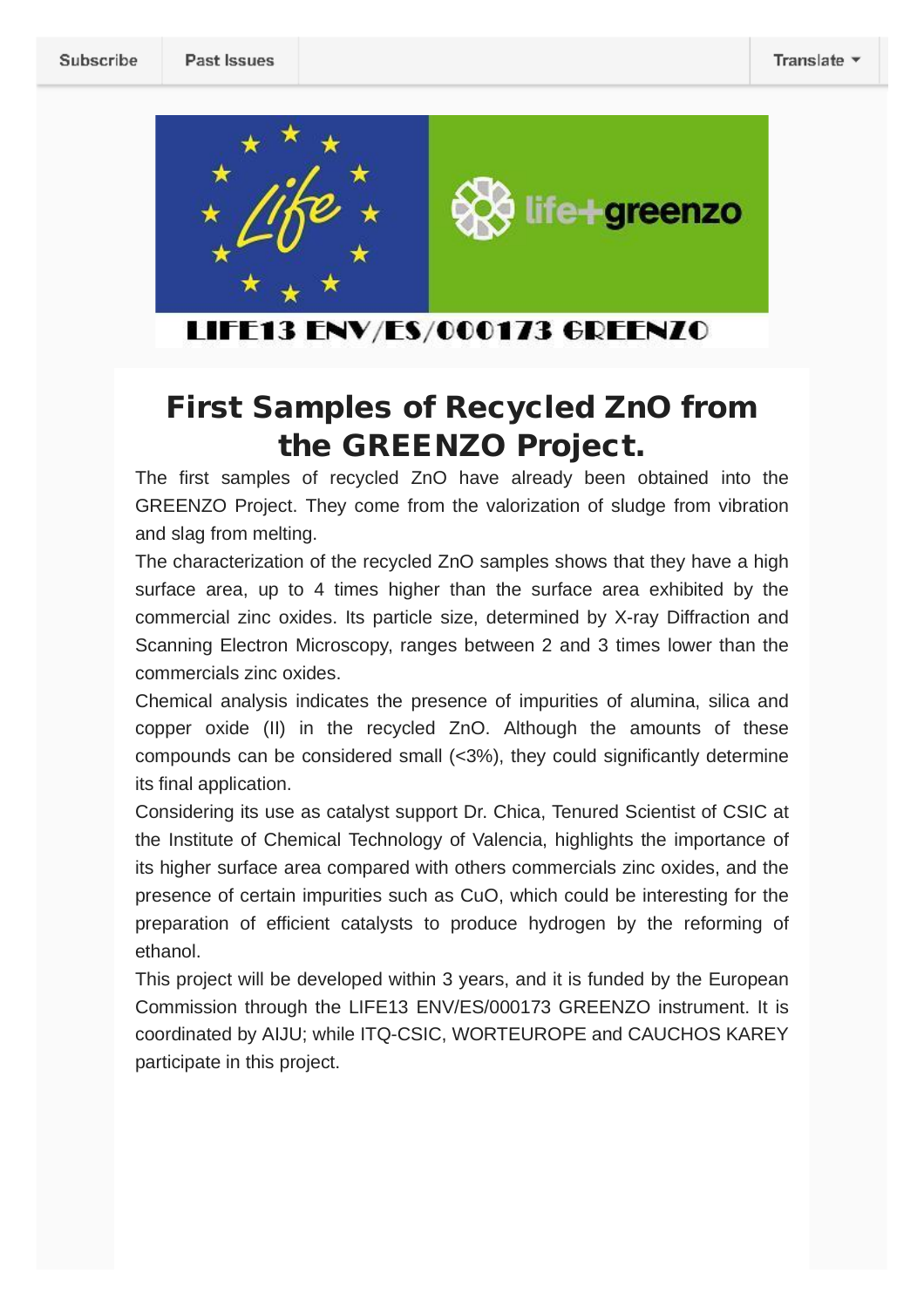Subscribe | Past Issues | Translate

LIFE13 ENV/ES/000173 GREENZO

# First Samples of Recycled ZnO from the GREENZO Project.

The first samples of recycled ZnO have already been obtained into the GREENZO Project. They come from the valorization of sludge from vibration and slag from melting.

The characterization of the recycled ZnO samples shows that they have a high surface area, up to 4 times higher than the surface area exhibited by the commercial zinc oxides. Its particle size, determined by X-ray Diffraction and Scanning Electron Microscopy, ranges between 2 and 3 times lower than the commercials zinc oxides.

Chemical analysis indicates the presence of impurities of alumina, silica and copper oxide (II) in the recycled ZnO. Although the amounts of these compounds can be considered small (<3%), they could significantly determine its final application.

Considering its use as catalyst support Dr. Chica, Tenured Scientist of CSIC at the Institute of Chemical Technology of Valencia, highlights the importance of its higher surface area compared with others commercials zinc oxides, and the presence of certain impurities such as CuO, which could be interesting for the preparation of efficient catalysts to produce hydrogen by the reforming of ethanol.

This project will be developed within 3 years, and it is funded by the European Commission through the LIFE13 ENV/ES/000173 GREENZO instrument. It is coordinated by AIJU; while ITQ-CSIC, WORTEUROPE and CAUCHOS KAREY participate in this project.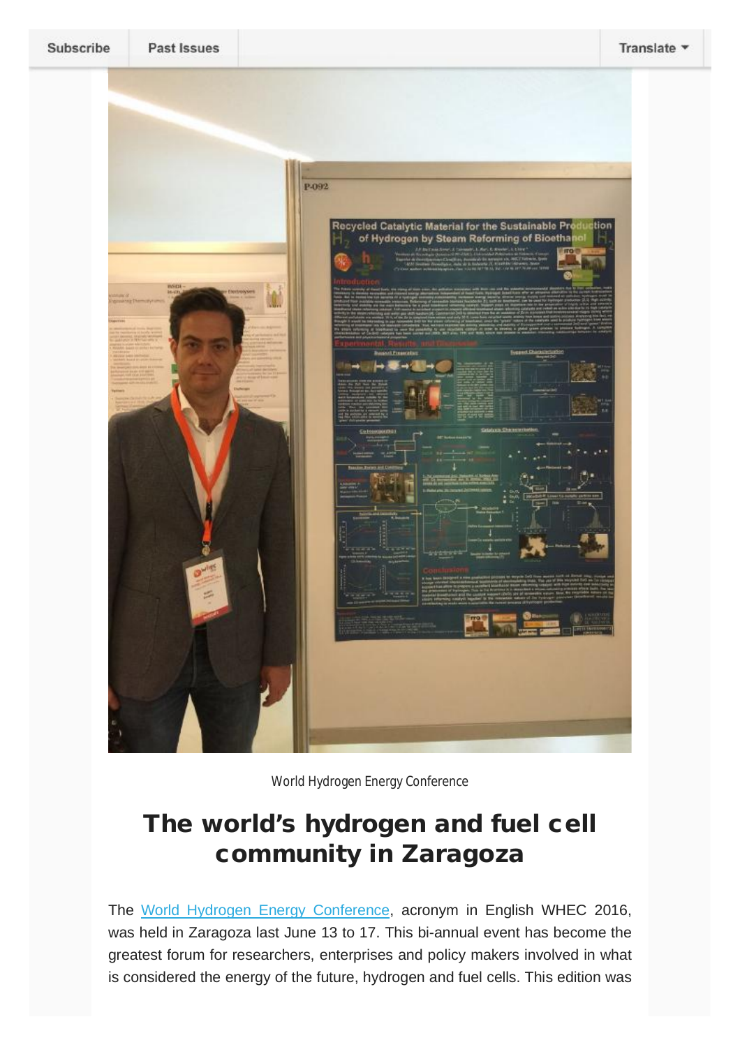World Hydrogen Energy Conference

# The world's hydrogen and fuel cell community in Zaragoza

The World Hydrogen Energy Conference, acronym in English WHEC 2016, was held in Zaragoza last June 13 to 17. This bi-annual event has become the greatest forum for researchers, enterprises and policy makers involved in what is considered the energy of the future, hydrogen and fuel cells. This edition was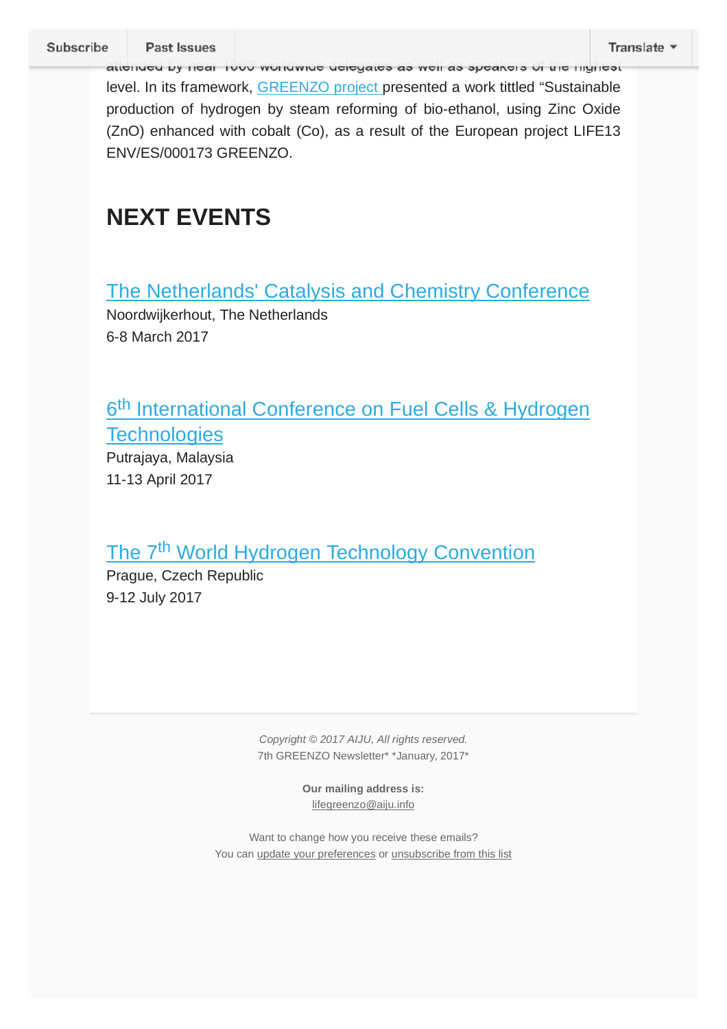attended by near 1000 worldwide delegates as well as speakers of the highest level. In its framework, GREENZO project presented a work tittled "Sustainable production of hydrogen by steam reforming of bio-ethanol, using Zinc Oxide (ZnO) enhanced with cobalt (Co), as a result of the European project LIFE13 ENV/ES/000173 GREENZO.

# NEXT EVENTS

## The Netherlands' Catalysis and Chemistry Conference

Noordwijkerhout, The Netherlands
6-8 March 2017

## 6th International Conference on Fuel Cells & Hydrogen Technologies

Putrajaya, Malaysia
11-13 April 2017

## The 7th World Hydrogen Technology Convention

Prague, Czech Republic
9-12 July 2017

*Copyright © 2017 AIJU, All rights reserved.*
7th GREENZO Newsletter* *January, 2017*

**Our mailing address is:**
lifegreenzo@aiju.info

Want to change how you receive these emails?
You can update your preferences or unsubscribe from this list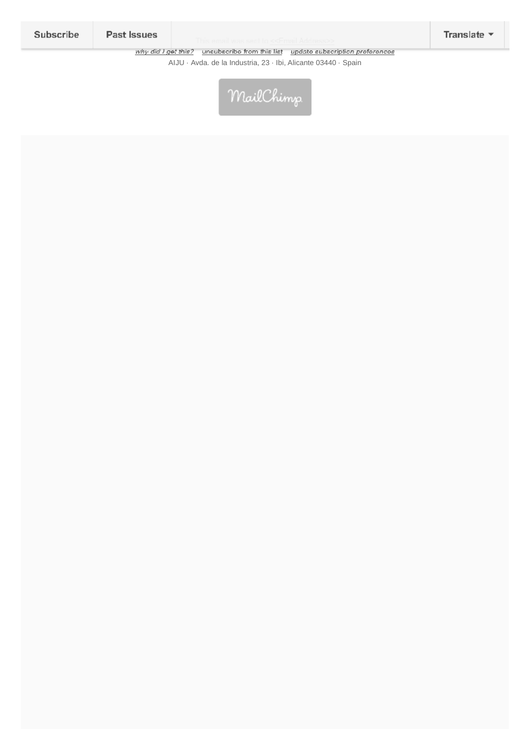Subscribe | Past Issues | Translate

This email was sent to <<Email Address>>

*why did I get this?* *unsubscribe from this list* *update subscription preferences*

AIJU · Avda. de la Industria, 23 · Ibi, Alicante 03440 · Spain

MailChimp